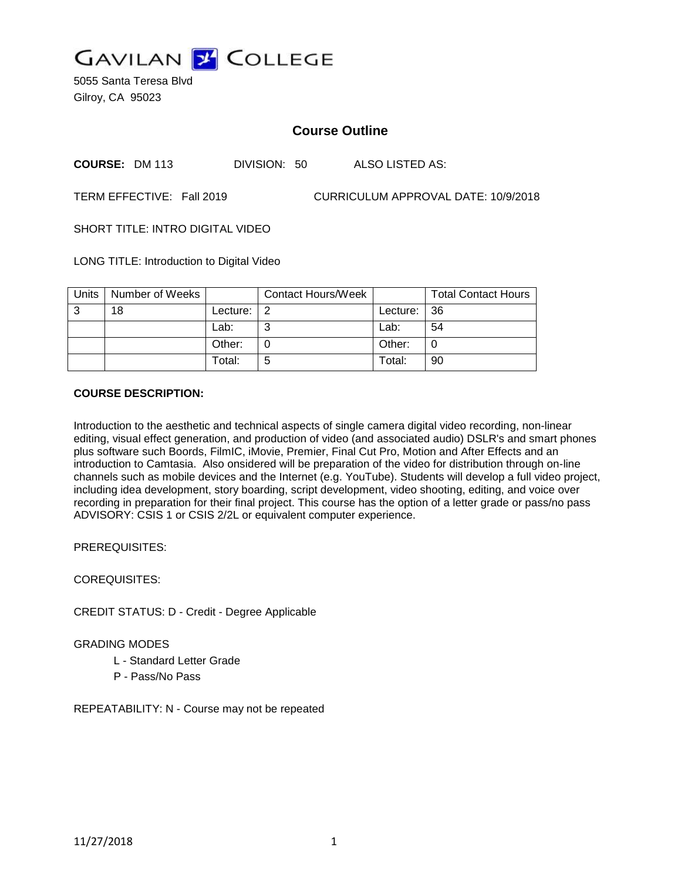# GAVILAN COLLEGE

5055 Santa Teresa Blvd
Gilroy, CA 95023

## Course Outline

**COURSE:** DM 113 DIVISION: 50 ALSO LISTED AS:

TERM EFFECTIVE: Fall 2019 CURRICULUM APPROVAL DATE: 10/9/2018

SHORT TITLE: INTRO DIGITAL VIDEO

LONG TITLE: Introduction to Digital Video

| Units | Number of Weeks | | Contact Hours/Week | | Total Contact Hours |
|---|---|---|---|---|---|
| 3 | 18 | Lecture: | 2 | Lecture: | 36 |
| | | Lab: | 3 | Lab: | 54 |
| | | Other: | 0 | Other: | 0 |
| | | Total: | 5 | Total: | 90 |

**COURSE DESCRIPTION:**

Introduction to the aesthetic and technical aspects of single camera digital video recording, non-linear editing, visual effect generation, and production of video (and associated audio) DSLR's and smart phones plus software such Boords, FilmIC, iMovie, Premier, Final Cut Pro, Motion and After Effects and an introduction to Camtasia. Also onsidered will be preparation of the video for distribution through on-line channels such as mobile devices and the Internet (e.g. YouTube). Students will develop a full video project, including idea development, story boarding, script development, video shooting, editing, and voice over recording in preparation for their final project. This course has the option of a letter grade or pass/no pass ADVISORY: CSIS 1 or CSIS 2/2L or equivalent computer experience.

PREREQUISITES:

COREQUISITES:

CREDIT STATUS: D - Credit - Degree Applicable

GRADING MODES

- L - Standard Letter Grade
- P - Pass/No Pass

REPEATABILITY: N - Course may not be repeated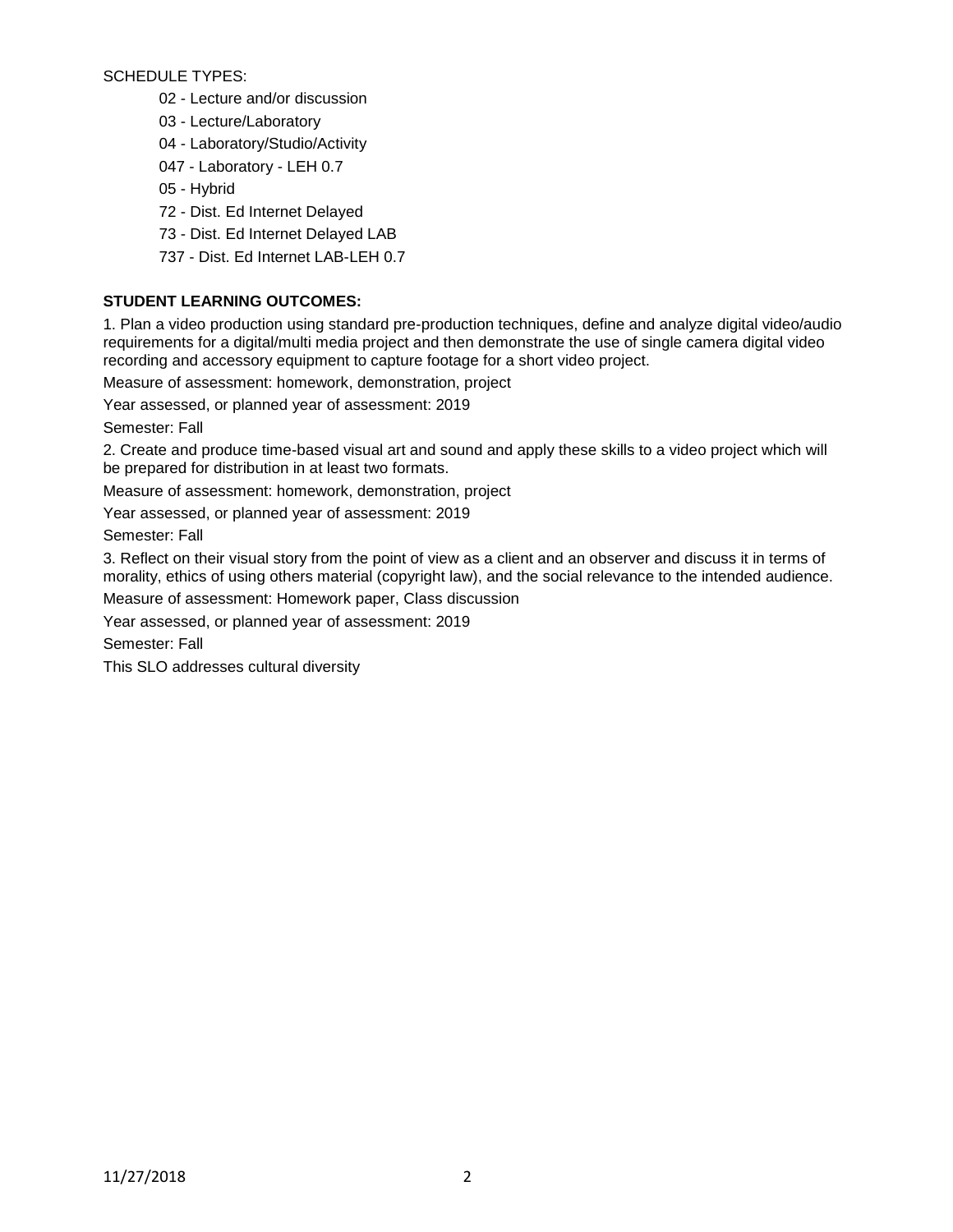SCHEDULE TYPES:

- 02 - Lecture and/or discussion
- 03 - Lecture/Laboratory
- 04 - Laboratory/Studio/Activity
- 047 - Laboratory - LEH 0.7
- 05 - Hybrid
- 72 - Dist. Ed Internet Delayed
- 73 - Dist. Ed Internet Delayed LAB
- 737 - Dist. Ed Internet LAB-LEH 0.7

**STUDENT LEARNING OUTCOMES:**

1. Plan a video production using standard pre-production techniques, define and analyze digital video/audio requirements for a digital/multi media project and then demonstrate the use of single camera digital video recording and accessory equipment to capture footage for a short video project.

Measure of assessment: homework, demonstration, project

Year assessed, or planned year of assessment: 2019

Semester: Fall

2. Create and produce time-based visual art and sound and apply these skills to a video project which will be prepared for distribution in at least two formats.

Measure of assessment: homework, demonstration, project

Year assessed, or planned year of assessment: 2019

Semester: Fall

3. Reflect on their visual story from the point of view as a client and an observer and discuss it in terms of morality, ethics of using others material (copyright law), and the social relevance to the intended audience.

Measure of assessment: Homework paper, Class discussion

Year assessed, or planned year of assessment: 2019

Semester: Fall

This SLO addresses cultural diversity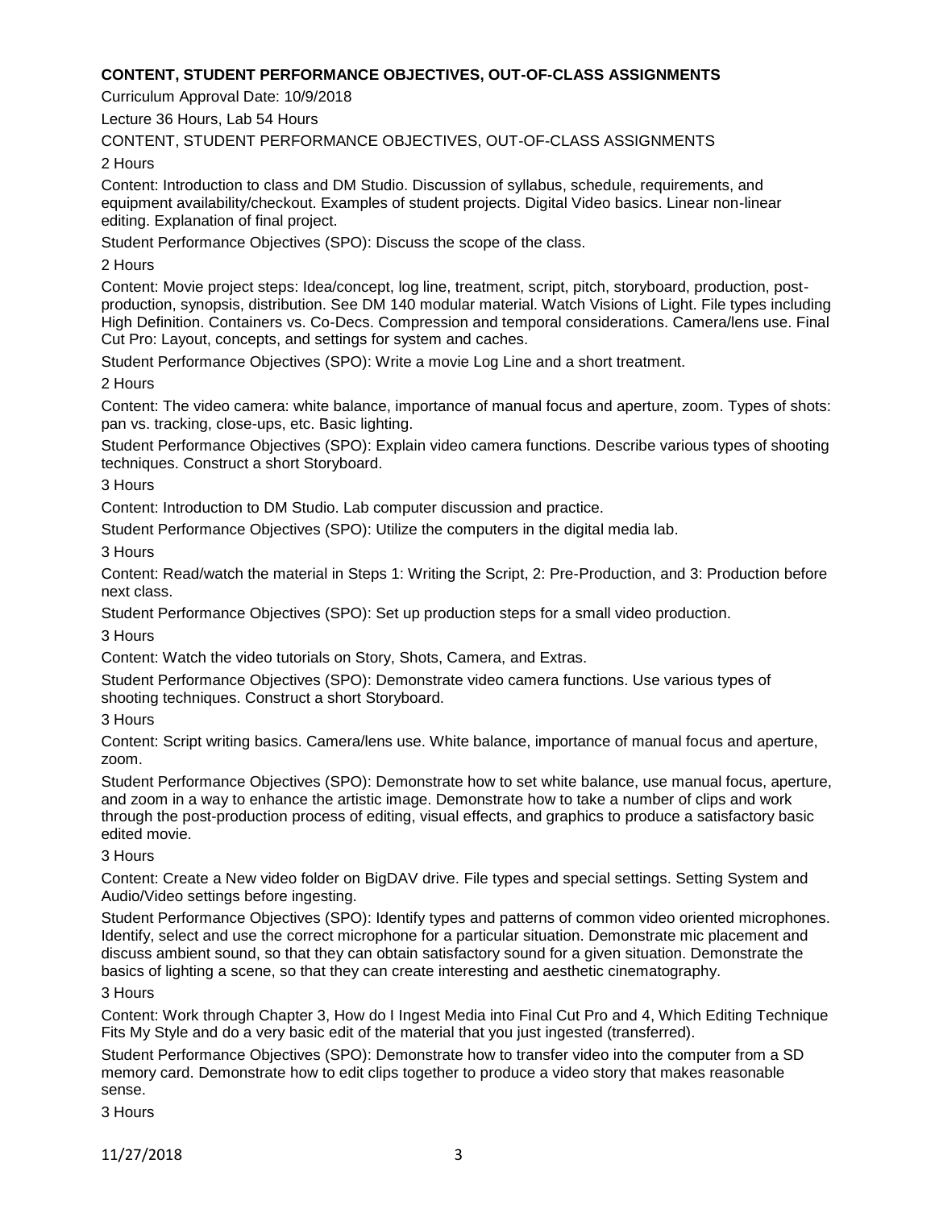**CONTENT, STUDENT PERFORMANCE OBJECTIVES, OUT-OF-CLASS ASSIGNMENTS**

Curriculum Approval Date: 10/9/2018

Lecture 36 Hours, Lab 54 Hours

CONTENT, STUDENT PERFORMANCE OBJECTIVES, OUT-OF-CLASS ASSIGNMENTS

2 Hours

Content: Introduction to class and DM Studio. Discussion of syllabus, schedule, requirements, and equipment availability/checkout. Examples of student projects. Digital Video basics. Linear non-linear editing. Explanation of final project.

Student Performance Objectives (SPO): Discuss the scope of the class.

2 Hours

Content: Movie project steps: Idea/concept, log line, treatment, script, pitch, storyboard, production, post-production, synopsis, distribution. See DM 140 modular material. Watch Visions of Light. File types including High Definition. Containers vs. Co-Decs. Compression and temporal considerations. Camera/lens use. Final Cut Pro: Layout, concepts, and settings for system and caches.

Student Performance Objectives (SPO): Write a movie Log Line and a short treatment.

2 Hours

Content: The video camera: white balance, importance of manual focus and aperture, zoom. Types of shots: pan vs. tracking, close-ups, etc. Basic lighting.

Student Performance Objectives (SPO): Explain video camera functions. Describe various types of shooting techniques. Construct a short Storyboard.

3 Hours

Content: Introduction to DM Studio. Lab computer discussion and practice.

Student Performance Objectives (SPO): Utilize the computers in the digital media lab.

3 Hours

Content: Read/watch the material in Steps 1: Writing the Script, 2: Pre-Production, and 3: Production before next class.

Student Performance Objectives (SPO): Set up production steps for a small video production.

3 Hours

Content: Watch the video tutorials on Story, Shots, Camera, and Extras.

Student Performance Objectives (SPO): Demonstrate video camera functions. Use various types of shooting techniques. Construct a short Storyboard.

3 Hours

Content: Script writing basics. Camera/lens use. White balance, importance of manual focus and aperture, zoom.

Student Performance Objectives (SPO): Demonstrate how to set white balance, use manual focus, aperture, and zoom in a way to enhance the artistic image. Demonstrate how to take a number of clips and work through the post-production process of editing, visual effects, and graphics to produce a satisfactory basic edited movie.

3 Hours

Content: Create a New video folder on BigDAV drive. File types and special settings. Setting System and Audio/Video settings before ingesting.

Student Performance Objectives (SPO): Identify types and patterns of common video oriented microphones. Identify, select and use the correct microphone for a particular situation. Demonstrate mic placement and discuss ambient sound, so that they can obtain satisfactory sound for a given situation. Demonstrate the basics of lighting a scene, so that they can create interesting and aesthetic cinematography.

3 Hours

Content: Work through Chapter 3, How do I Ingest Media into Final Cut Pro and 4, Which Editing Technique Fits My Style and do a very basic edit of the material that you just ingested (transferred).

Student Performance Objectives (SPO): Demonstrate how to transfer video into the computer from a SD memory card. Demonstrate how to edit clips together to produce a video story that makes reasonable sense.

3 Hours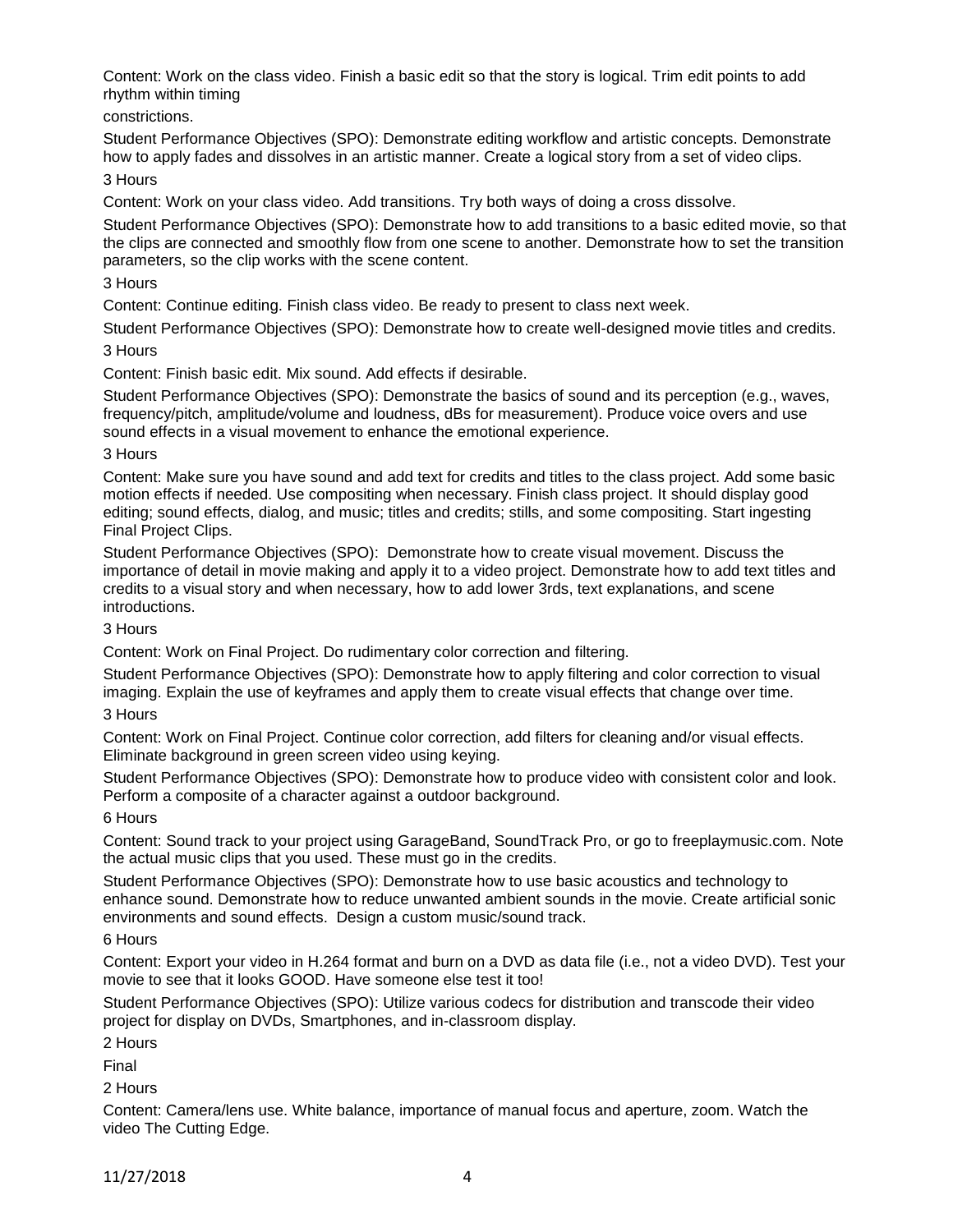Content: Work on the class video. Finish a basic edit so that the story is logical. Trim edit points to add rhythm within timing constrictions.

Student Performance Objectives (SPO): Demonstrate editing workflow and artistic concepts. Demonstrate how to apply fades and dissolves in an artistic manner. Create a logical story from a set of video clips.

3 Hours

Content: Work on your class video. Add transitions. Try both ways of doing a cross dissolve.

Student Performance Objectives (SPO): Demonstrate how to add transitions to a basic edited movie, so that the clips are connected and smoothly flow from one scene to another. Demonstrate how to set the transition parameters, so the clip works with the scene content.

3 Hours

Content: Continue editing. Finish class video. Be ready to present to class next week.

Student Performance Objectives (SPO): Demonstrate how to create well-designed movie titles and credits.

3 Hours

Content: Finish basic edit. Mix sound. Add effects if desirable.

Student Performance Objectives (SPO): Demonstrate the basics of sound and its perception (e.g., waves, frequency/pitch, amplitude/volume and loudness, dBs for measurement). Produce voice overs and use sound effects in a visual movement to enhance the emotional experience.

3 Hours

Content: Make sure you have sound and add text for credits and titles to the class project. Add some basic motion effects if needed. Use compositing when necessary. Finish class project. It should display good editing; sound effects, dialog, and music; titles and credits; stills, and some compositing. Start ingesting Final Project Clips.

Student Performance Objectives (SPO): Demonstrate how to create visual movement. Discuss the importance of detail in movie making and apply it to a video project. Demonstrate how to add text titles and credits to a visual story and when necessary, how to add lower 3rds, text explanations, and scene introductions.

3 Hours

Content: Work on Final Project. Do rudimentary color correction and filtering.

Student Performance Objectives (SPO): Demonstrate how to apply filtering and color correction to visual imaging. Explain the use of keyframes and apply them to create visual effects that change over time.

3 Hours

Content: Work on Final Project. Continue color correction, add filters for cleaning and/or visual effects. Eliminate background in green screen video using keying.

Student Performance Objectives (SPO): Demonstrate how to produce video with consistent color and look. Perform a composite of a character against a outdoor background.

6 Hours

Content: Sound track to your project using GarageBand, SoundTrack Pro, or go to freeplaymusic.com. Note the actual music clips that you used. These must go in the credits.

Student Performance Objectives (SPO): Demonstrate how to use basic acoustics and technology to enhance sound. Demonstrate how to reduce unwanted ambient sounds in the movie. Create artificial sonic environments and sound effects. Design a custom music/sound track.

6 Hours

Content: Export your video in H.264 format and burn on a DVD as data file (i.e., not a video DVD). Test your movie to see that it looks GOOD. Have someone else test it too!

Student Performance Objectives (SPO): Utilize various codecs for distribution and transcode their video project for display on DVDs, Smartphones, and in-classroom display.

2 Hours

Final

2 Hours

Content: Camera/lens use. White balance, importance of manual focus and aperture, zoom. Watch the video The Cutting Edge.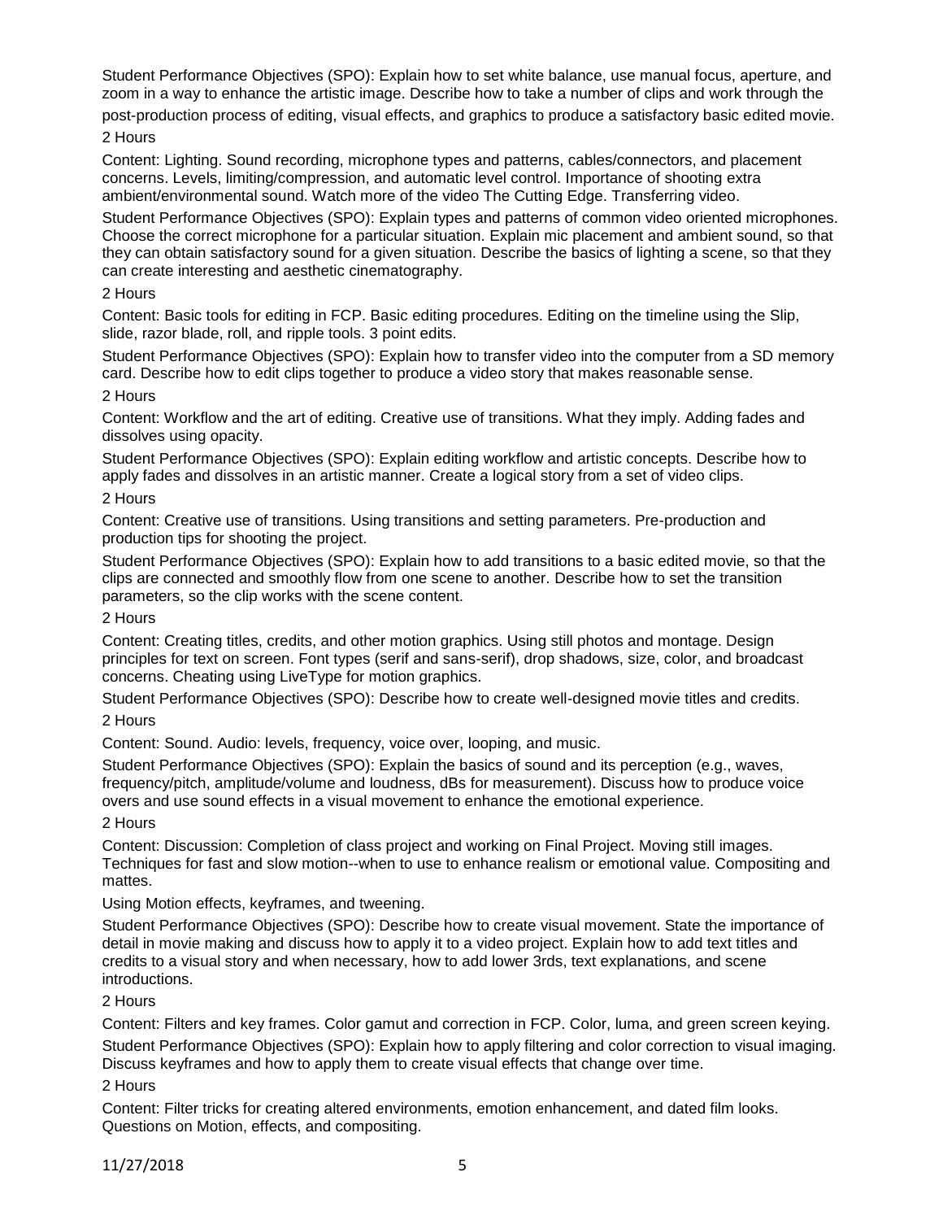Student Performance Objectives (SPO): Explain how to set white balance, use manual focus, aperture, and zoom in a way to enhance the artistic image. Describe how to take a number of clips and work through the post-production process of editing, visual effects, and graphics to produce a satisfactory basic edited movie.

2 Hours

Content: Lighting. Sound recording, microphone types and patterns, cables/connectors, and placement concerns. Levels, limiting/compression, and automatic level control. Importance of shooting extra ambient/environmental sound. Watch more of the video The Cutting Edge. Transferring video.

Student Performance Objectives (SPO): Explain types and patterns of common video oriented microphones. Choose the correct microphone for a particular situation. Explain mic placement and ambient sound, so that they can obtain satisfactory sound for a given situation. Describe the basics of lighting a scene, so that they can create interesting and aesthetic cinematography.

2 Hours

Content: Basic tools for editing in FCP. Basic editing procedures. Editing on the timeline using the Slip, slide, razor blade, roll, and ripple tools. 3 point edits.

Student Performance Objectives (SPO): Explain how to transfer video into the computer from a SD memory card. Describe how to edit clips together to produce a video story that makes reasonable sense.

2 Hours

Content: Workflow and the art of editing. Creative use of transitions. What they imply. Adding fades and dissolves using opacity.

Student Performance Objectives (SPO): Explain editing workflow and artistic concepts. Describe how to apply fades and dissolves in an artistic manner. Create a logical story from a set of video clips.

2 Hours

Content: Creative use of transitions. Using transitions and setting parameters. Pre-production and production tips for shooting the project.

Student Performance Objectives (SPO): Explain how to add transitions to a basic edited movie, so that the clips are connected and smoothly flow from one scene to another. Describe how to set the transition parameters, so the clip works with the scene content.

2 Hours

Content: Creating titles, credits, and other motion graphics. Using still photos and montage. Design principles for text on screen. Font types (serif and sans-serif), drop shadows, size, color, and broadcast concerns. Cheating using LiveType for motion graphics.

Student Performance Objectives (SPO): Describe how to create well-designed movie titles and credits.

2 Hours

Content: Sound. Audio: levels, frequency, voice over, looping, and music.

Student Performance Objectives (SPO): Explain the basics of sound and its perception (e.g., waves, frequency/pitch, amplitude/volume and loudness, dBs for measurement). Discuss how to produce voice overs and use sound effects in a visual movement to enhance the emotional experience.

2 Hours

Content: Discussion: Completion of class project and working on Final Project. Moving still images. Techniques for fast and slow motion--when to use to enhance realism or emotional value. Compositing and mattes.

Using Motion effects, keyframes, and tweening.

Student Performance Objectives (SPO): Describe how to create visual movement. State the importance of detail in movie making and discuss how to apply it to a video project. Explain how to add text titles and credits to a visual story and when necessary, how to add lower 3rds, text explanations, and scene introductions.

2 Hours

Content: Filters and key frames. Color gamut and correction in FCP. Color, luma, and green screen keying.

Student Performance Objectives (SPO): Explain how to apply filtering and color correction to visual imaging. Discuss keyframes and how to apply them to create visual effects that change over time.

2 Hours

Content: Filter tricks for creating altered environments, emotion enhancement, and dated film looks. Questions on Motion, effects, and compositing.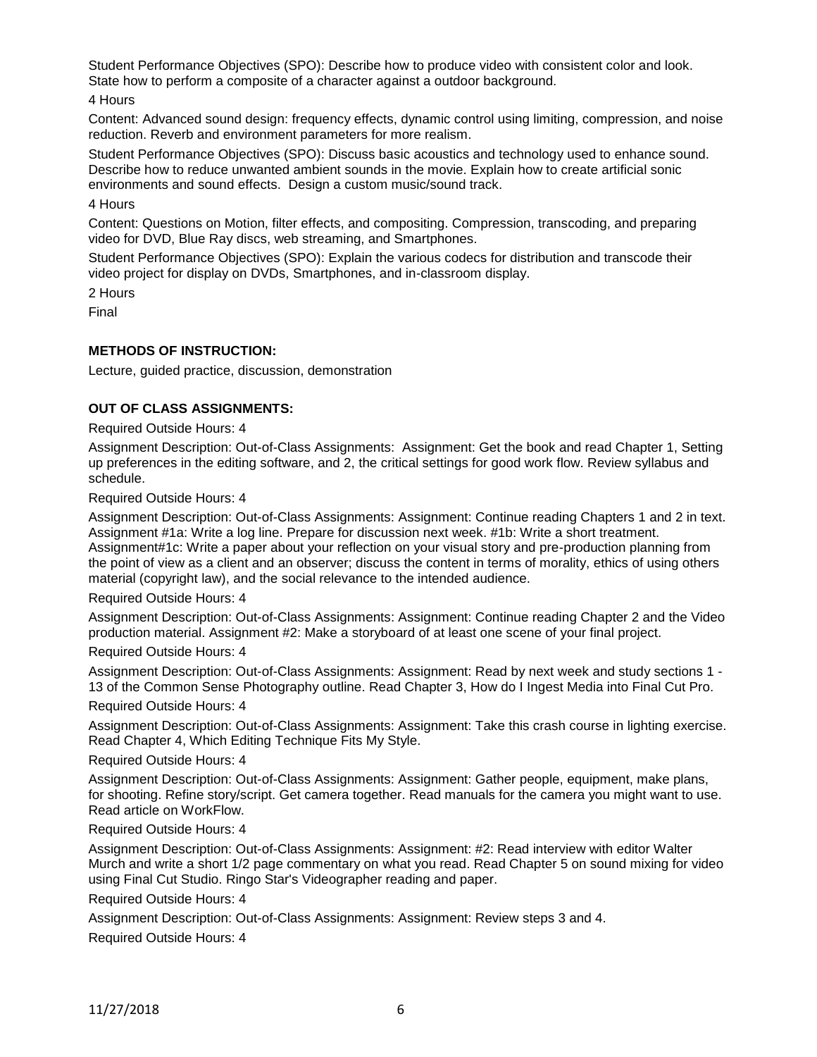Student Performance Objectives (SPO): Describe how to produce video with consistent color and look. State how to perform a composite of a character against a outdoor background.

4 Hours

Content: Advanced sound design: frequency effects, dynamic control using limiting, compression, and noise reduction. Reverb and environment parameters for more realism.

Student Performance Objectives (SPO): Discuss basic acoustics and technology used to enhance sound. Describe how to reduce unwanted ambient sounds in the movie. Explain how to create artificial sonic environments and sound effects. Design a custom music/sound track.

4 Hours

Content: Questions on Motion, filter effects, and compositing. Compression, transcoding, and preparing video for DVD, Blue Ray discs, web streaming, and Smartphones.

Student Performance Objectives (SPO): Explain the various codecs for distribution and transcode their video project for display on DVDs, Smartphones, and in-classroom display.

2 Hours

Final

**METHODS OF INSTRUCTION:**

Lecture, guided practice, discussion, demonstration

**OUT OF CLASS ASSIGNMENTS:**

Required Outside Hours: 4

Assignment Description: Out-of-Class Assignments: Assignment: Get the book and read Chapter 1, Setting up preferences in the editing software, and 2, the critical settings for good work flow. Review syllabus and schedule.

Required Outside Hours: 4

Assignment Description: Out-of-Class Assignments: Assignment: Continue reading Chapters 1 and 2 in text. Assignment #1a: Write a log line. Prepare for discussion next week. #1b: Write a short treatment. Assignment#1c: Write a paper about your reflection on your visual story and pre-production planning from the point of view as a client and an observer; discuss the content in terms of morality, ethics of using others material (copyright law), and the social relevance to the intended audience.

Required Outside Hours: 4

Assignment Description: Out-of-Class Assignments: Assignment: Continue reading Chapter 2 and the Video production material. Assignment #2: Make a storyboard of at least one scene of your final project.

Required Outside Hours: 4

Assignment Description: Out-of-Class Assignments: Assignment: Read by next week and study sections 1 - 13 of the Common Sense Photography outline. Read Chapter 3, How do I Ingest Media into Final Cut Pro.

Required Outside Hours: 4

Assignment Description: Out-of-Class Assignments: Assignment: Take this crash course in lighting exercise. Read Chapter 4, Which Editing Technique Fits My Style.

Required Outside Hours: 4

Assignment Description: Out-of-Class Assignments: Assignment: Gather people, equipment, make plans, for shooting. Refine story/script. Get camera together. Read manuals for the camera you might want to use. Read article on WorkFlow.

Required Outside Hours: 4

Assignment Description: Out-of-Class Assignments: Assignment: #2: Read interview with editor Walter Murch and write a short 1/2 page commentary on what you read. Read Chapter 5 on sound mixing for video using Final Cut Studio. Ringo Star's Videographer reading and paper.

Required Outside Hours: 4

Assignment Description: Out-of-Class Assignments: Assignment: Review steps 3 and 4.

Required Outside Hours: 4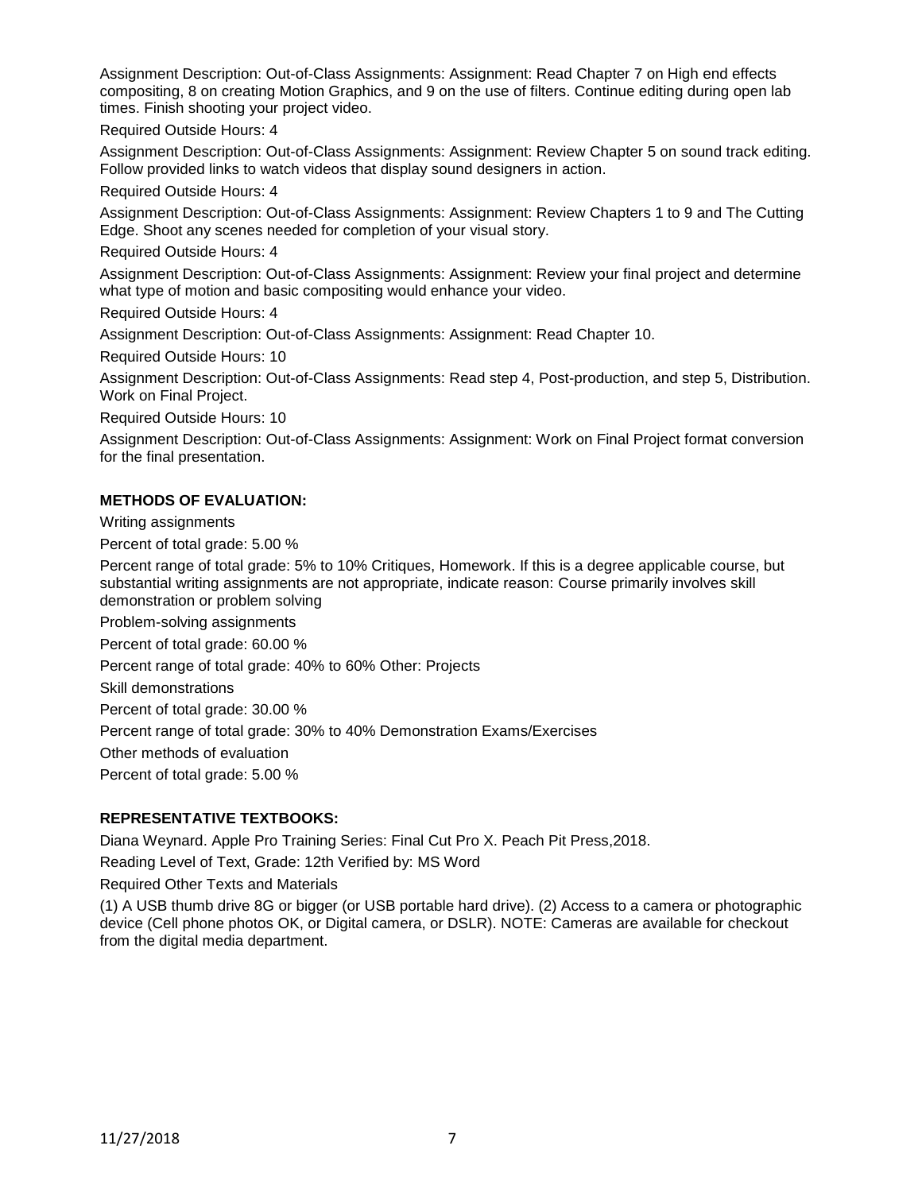Assignment Description: Out-of-Class Assignments: Assignment: Read Chapter 7 on High end effects compositing, 8 on creating Motion Graphics, and 9 on the use of filters. Continue editing during open lab times. Finish shooting your project video.

Required Outside Hours: 4

Assignment Description: Out-of-Class Assignments: Assignment: Review Chapter 5 on sound track editing. Follow provided links to watch videos that display sound designers in action.

Required Outside Hours: 4

Assignment Description: Out-of-Class Assignments: Assignment: Review Chapters 1 to 9 and The Cutting Edge. Shoot any scenes needed for completion of your visual story.

Required Outside Hours: 4

Assignment Description: Out-of-Class Assignments: Assignment: Review your final project and determine what type of motion and basic compositing would enhance your video.

Required Outside Hours: 4

Assignment Description: Out-of-Class Assignments: Assignment: Read Chapter 10.

Required Outside Hours: 10

Assignment Description: Out-of-Class Assignments: Read step 4, Post-production, and step 5, Distribution. Work on Final Project.

Required Outside Hours: 10

Assignment Description: Out-of-Class Assignments: Assignment: Work on Final Project format conversion for the final presentation.

**METHODS OF EVALUATION:**

Writing assignments

Percent of total grade: 5.00 %

Percent range of total grade: 5% to 10% Critiques, Homework. If this is a degree applicable course, but substantial writing assignments are not appropriate, indicate reason: Course primarily involves skill demonstration or problem solving

Problem-solving assignments

Percent of total grade: 60.00 %

Percent range of total grade: 40% to 60% Other: Projects

Skill demonstrations

Percent of total grade: 30.00 %

Percent range of total grade: 30% to 40% Demonstration Exams/Exercises

Other methods of evaluation

Percent of total grade: 5.00 %

**REPRESENTATIVE TEXTBOOKS:**

Diana Weynard. Apple Pro Training Series: Final Cut Pro X. Peach Pit Press,2018.

Reading Level of Text, Grade: 12th Verified by: MS Word

Required Other Texts and Materials

(1) A USB thumb drive 8G or bigger (or USB portable hard drive). (2) Access to a camera or photographic device (Cell phone photos OK, or Digital camera, or DSLR). NOTE: Cameras are available for checkout from the digital media department.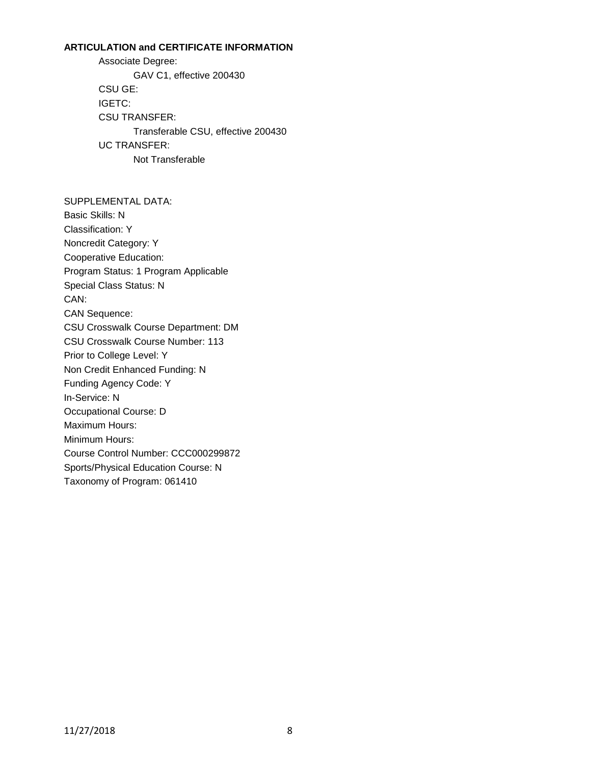**ARTICULATION and CERTIFICATE INFORMATION**

Associate Degree:

GAV C1, effective 200430

CSU GE:

IGETC:

CSU TRANSFER:

Transferable CSU, effective 200430

UC TRANSFER:

Not Transferable

SUPPLEMENTAL DATA:
Basic Skills: N
Classification: Y
Noncredit Category: Y
Cooperative Education:
Program Status: 1 Program Applicable
Special Class Status: N
CAN:
CAN Sequence:
CSU Crosswalk Course Department: DM
CSU Crosswalk Course Number: 113
Prior to College Level: Y
Non Credit Enhanced Funding: N
Funding Agency Code: Y
In-Service: N
Occupational Course: D
Maximum Hours:
Minimum Hours:
Course Control Number: CCC000299872
Sports/Physical Education Course: N
Taxonomy of Program: 061410